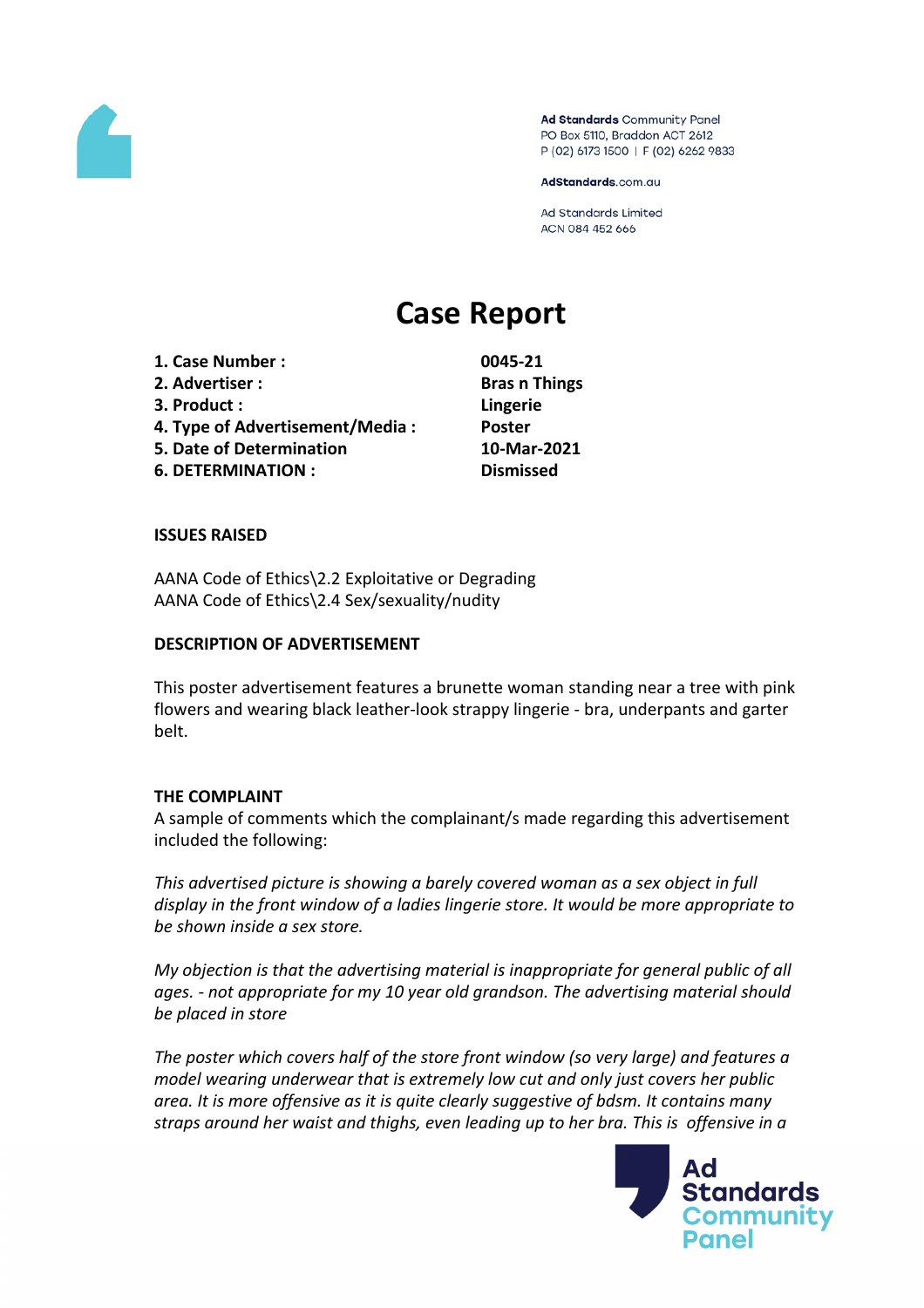Ad Standards Community Panel
PO Box 5110, Braddon ACT 2612
P (02) 6173 1500 | F (02) 6262 9833

AdStandards.com.au

Ad Standards Limited
ACN 084 452 666

# Case Report

| | |
|---|---|
| **1. Case Number :** | **0045-21** |
| **2. Advertiser :** | **Bras n Things** |
| **3. Product :** | **Lingerie** |
| **4. Type of Advertisement/Media :** | **Poster** |
| **5. Date of Determination** | **10-Mar-2021** |
| **6. DETERMINATION :** | **Dismissed** |

**ISSUES RAISED**

AANA Code of Ethics\2.2 Exploitative or Degrading
AANA Code of Ethics\2.4 Sex/sexuality/nudity

**DESCRIPTION OF ADVERTISEMENT**

This poster advertisement features a brunette woman standing near a tree with pink flowers and wearing black leather-look strappy lingerie - bra, underpants and garter belt.

**THE COMPLAINT**

A sample of comments which the complainant/s made regarding this advertisement included the following:

*This advertised picture is showing a barely covered woman as a sex object in full display in the front window of a ladies lingerie store. It would be more appropriate to be shown inside a sex store.*

*My objection is that the advertising material is inappropriate for general public of all ages. - not appropriate for my 10 year old grandson. The advertising material should be placed in store*

*The poster which covers half of the store front window (so very large) and features a model wearing underwear that is extremely low cut and only just covers her public area. It is more offensive as it is quite clearly suggestive of bdsm. It contains many straps around her waist and thighs, even leading up to her bra. This is offensive in a*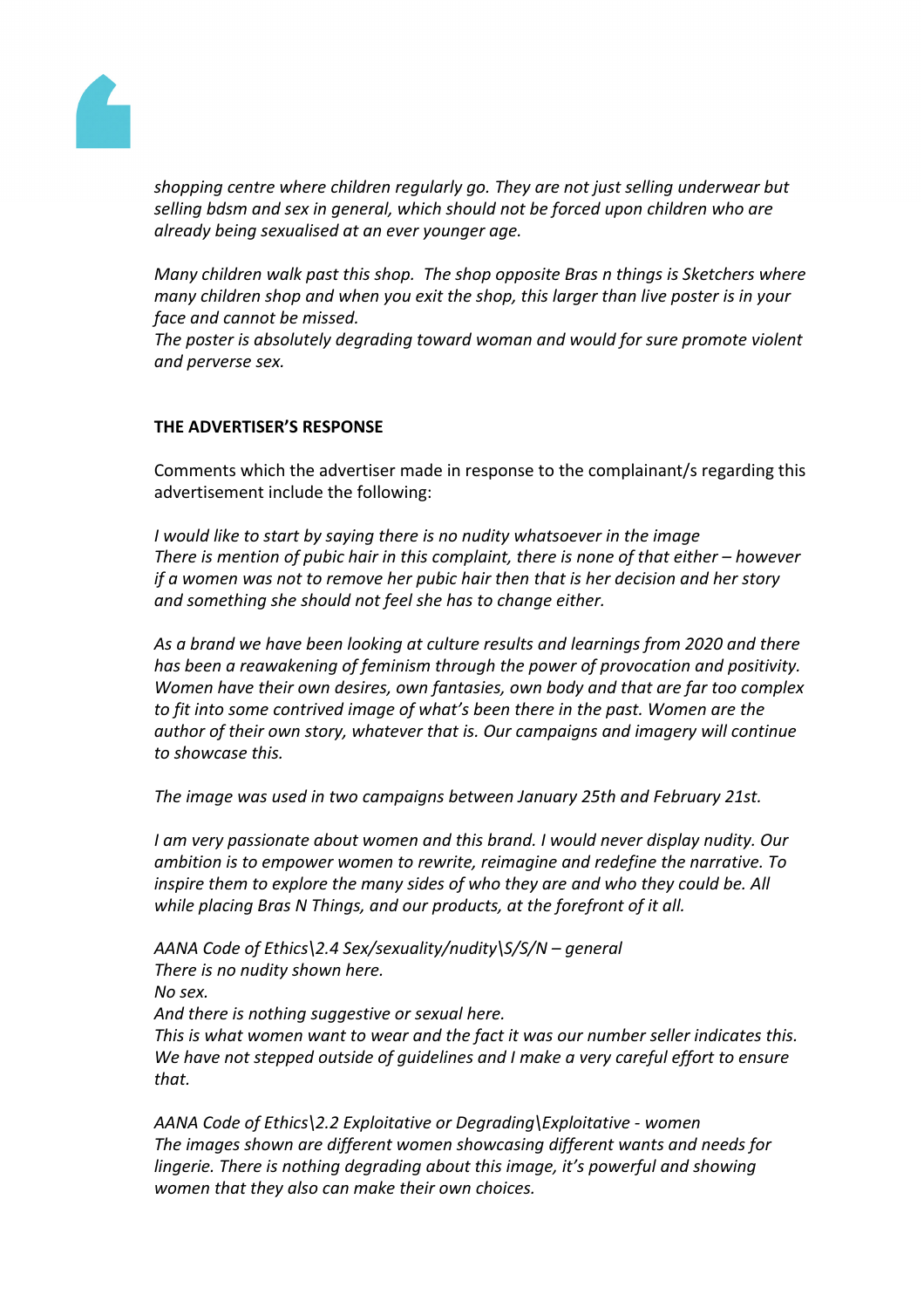*shopping centre where children regularly go. They are not just selling underwear but selling bdsm and sex in general, which should not be forced upon children who are already being sexualised at an ever younger age.*

*Many children walk past this shop. The shop opposite Bras n things is Sketchers where many children shop and when you exit the shop, this larger than live poster is in your face and cannot be missed.*
*The poster is absolutely degrading toward woman and would for sure promote violent and perverse sex.*

**THE ADVERTISER'S RESPONSE**

Comments which the advertiser made in response to the complainant/s regarding this advertisement include the following:

*I would like to start by saying there is no nudity whatsoever in the image*
*There is mention of pubic hair in this complaint, there is none of that either – however if a women was not to remove her pubic hair then that is her decision and her story and something she should not feel she has to change either.*

*As a brand we have been looking at culture results and learnings from 2020 and there has been a reawakening of feminism through the power of provocation and positivity. Women have their own desires, own fantasies, own body and that are far too complex to fit into some contrived image of what's been there in the past. Women are the author of their own story, whatever that is. Our campaigns and imagery will continue to showcase this.*

*The image was used in two campaigns between January 25th and February 21st.*

*I am very passionate about women and this brand. I would never display nudity. Our ambition is to empower women to rewrite, reimagine and redefine the narrative. To inspire them to explore the many sides of who they are and who they could be. All while placing Bras N Things, and our products, at the forefront of it all.*

*AANA Code of Ethics\2.4 Sex/sexuality/nudity\S/S/N – general*
*There is no nudity shown here.*
*No sex.*
*And there is nothing suggestive or sexual here.*
*This is what women want to wear and the fact it was our number seller indicates this. We have not stepped outside of guidelines and I make a very careful effort to ensure that.*

*AANA Code of Ethics\2.2 Exploitative or Degrading\Exploitative - women*
*The images shown are different women showcasing different wants and needs for lingerie. There is nothing degrading about this image, it's powerful and showing women that they also can make their own choices.*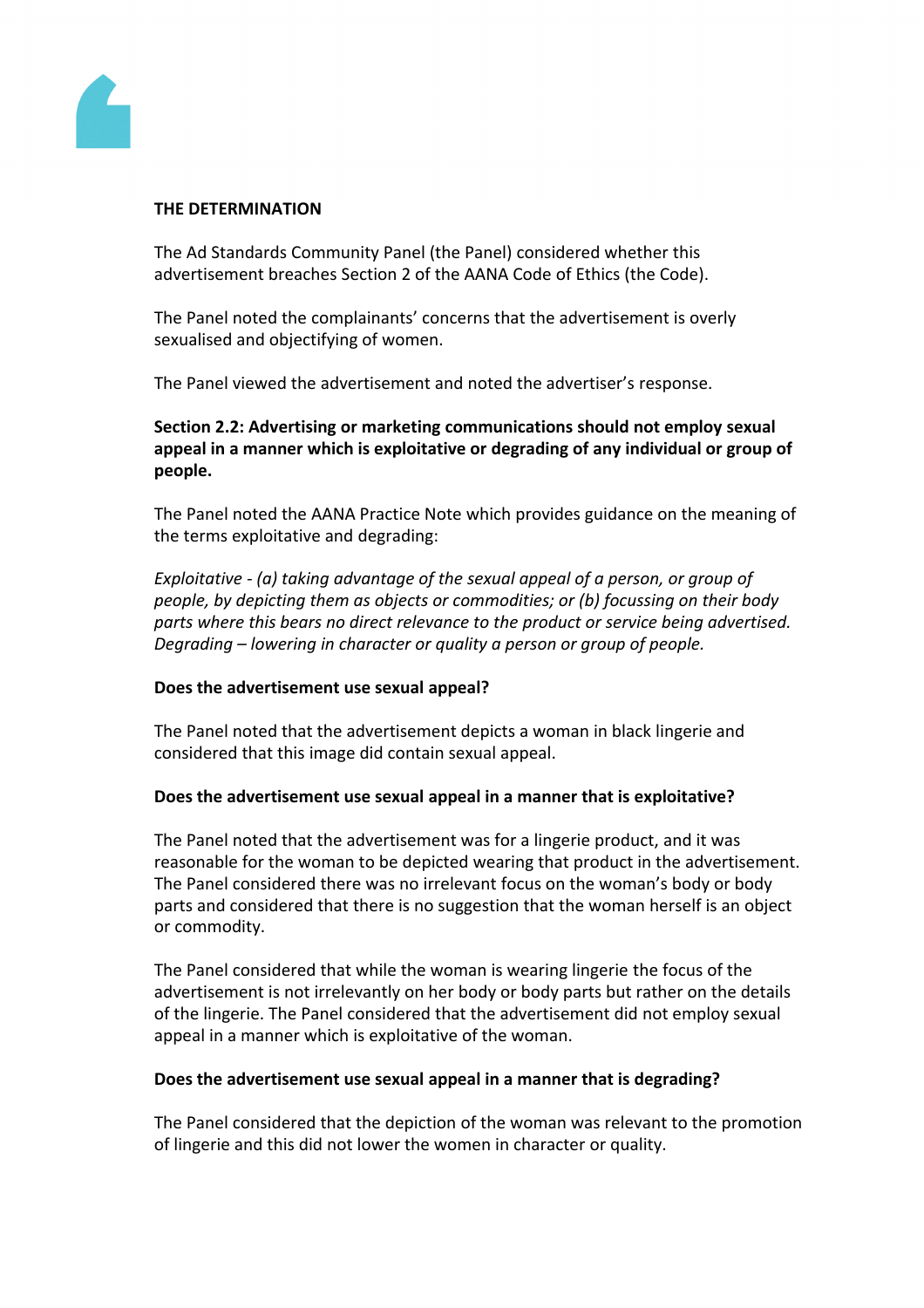**THE DETERMINATION**

The Ad Standards Community Panel (the Panel) considered whether this advertisement breaches Section 2 of the AANA Code of Ethics (the Code).

The Panel noted the complainants' concerns that the advertisement is overly sexualised and objectifying of women.

The Panel viewed the advertisement and noted the advertiser's response.

**Section 2.2: Advertising or marketing communications should not employ sexual appeal in a manner which is exploitative or degrading of any individual or group of people.**

The Panel noted the AANA Practice Note which provides guidance on the meaning of the terms exploitative and degrading:

*Exploitative - (a) taking advantage of the sexual appeal of a person, or group of people, by depicting them as objects or commodities; or (b) focussing on their body parts where this bears no direct relevance to the product or service being advertised. Degrading – lowering in character or quality a person or group of people.*

**Does the advertisement use sexual appeal?**

The Panel noted that the advertisement depicts a woman in black lingerie and considered that this image did contain sexual appeal.

**Does the advertisement use sexual appeal in a manner that is exploitative?**

The Panel noted that the advertisement was for a lingerie product, and it was reasonable for the woman to be depicted wearing that product in the advertisement. The Panel considered there was no irrelevant focus on the woman's body or body parts and considered that there is no suggestion that the woman herself is an object or commodity.

The Panel considered that while the woman is wearing lingerie the focus of the advertisement is not irrelevantly on her body or body parts but rather on the details of the lingerie. The Panel considered that the advertisement did not employ sexual appeal in a manner which is exploitative of the woman.

**Does the advertisement use sexual appeal in a manner that is degrading?**

The Panel considered that the depiction of the woman was relevant to the promotion of lingerie and this did not lower the women in character or quality.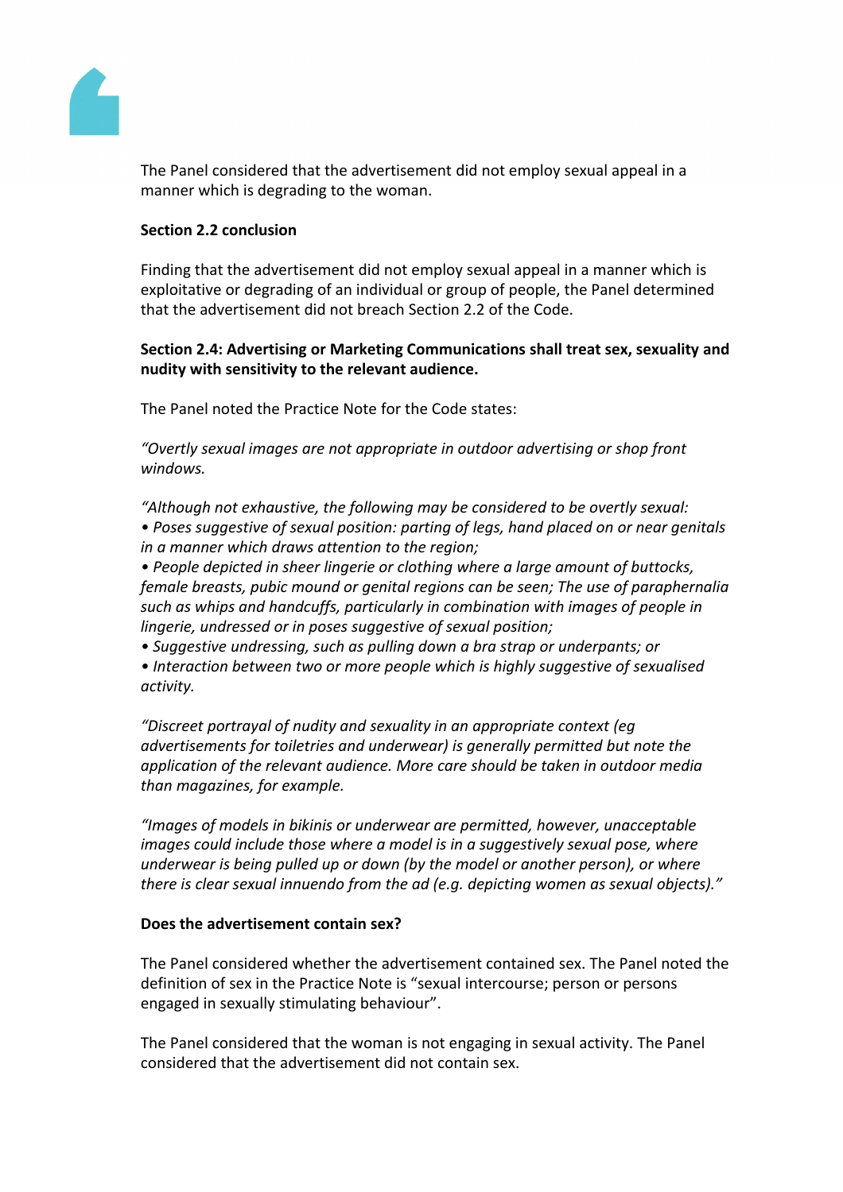The Panel considered that the advertisement did not employ sexual appeal in a manner which is degrading to the woman.

**Section 2.2 conclusion**

Finding that the advertisement did not employ sexual appeal in a manner which is exploitative or degrading of an individual or group of people, the Panel determined that the advertisement did not breach Section 2.2 of the Code.

**Section 2.4: Advertising or Marketing Communications shall treat sex, sexuality and nudity with sensitivity to the relevant audience.**

The Panel noted the Practice Note for the Code states:

*"Overtly sexual images are not appropriate in outdoor advertising or shop front windows.*

*"Although not exhaustive, the following may be considered to be overtly sexual:*
*• Poses suggestive of sexual position: parting of legs, hand placed on or near genitals in a manner which draws attention to the region;*
*• People depicted in sheer lingerie or clothing where a large amount of buttocks, female breasts, pubic mound or genital regions can be seen; The use of paraphernalia such as whips and handcuffs, particularly in combination with images of people in lingerie, undressed or in poses suggestive of sexual position;*
*• Suggestive undressing, such as pulling down a bra strap or underpants; or*
*• Interaction between two or more people which is highly suggestive of sexualised activity.*

*"Discreet portrayal of nudity and sexuality in an appropriate context (eg advertisements for toiletries and underwear) is generally permitted but note the application of the relevant audience. More care should be taken in outdoor media than magazines, for example.*

*"Images of models in bikinis or underwear are permitted, however, unacceptable images could include those where a model is in a suggestively sexual pose, where underwear is being pulled up or down (by the model or another person), or where there is clear sexual innuendo from the ad (e.g. depicting women as sexual objects)."*

**Does the advertisement contain sex?**

The Panel considered whether the advertisement contained sex. The Panel noted the definition of sex in the Practice Note is "sexual intercourse; person or persons engaged in sexually stimulating behaviour".

The Panel considered that the woman is not engaging in sexual activity. The Panel considered that the advertisement did not contain sex.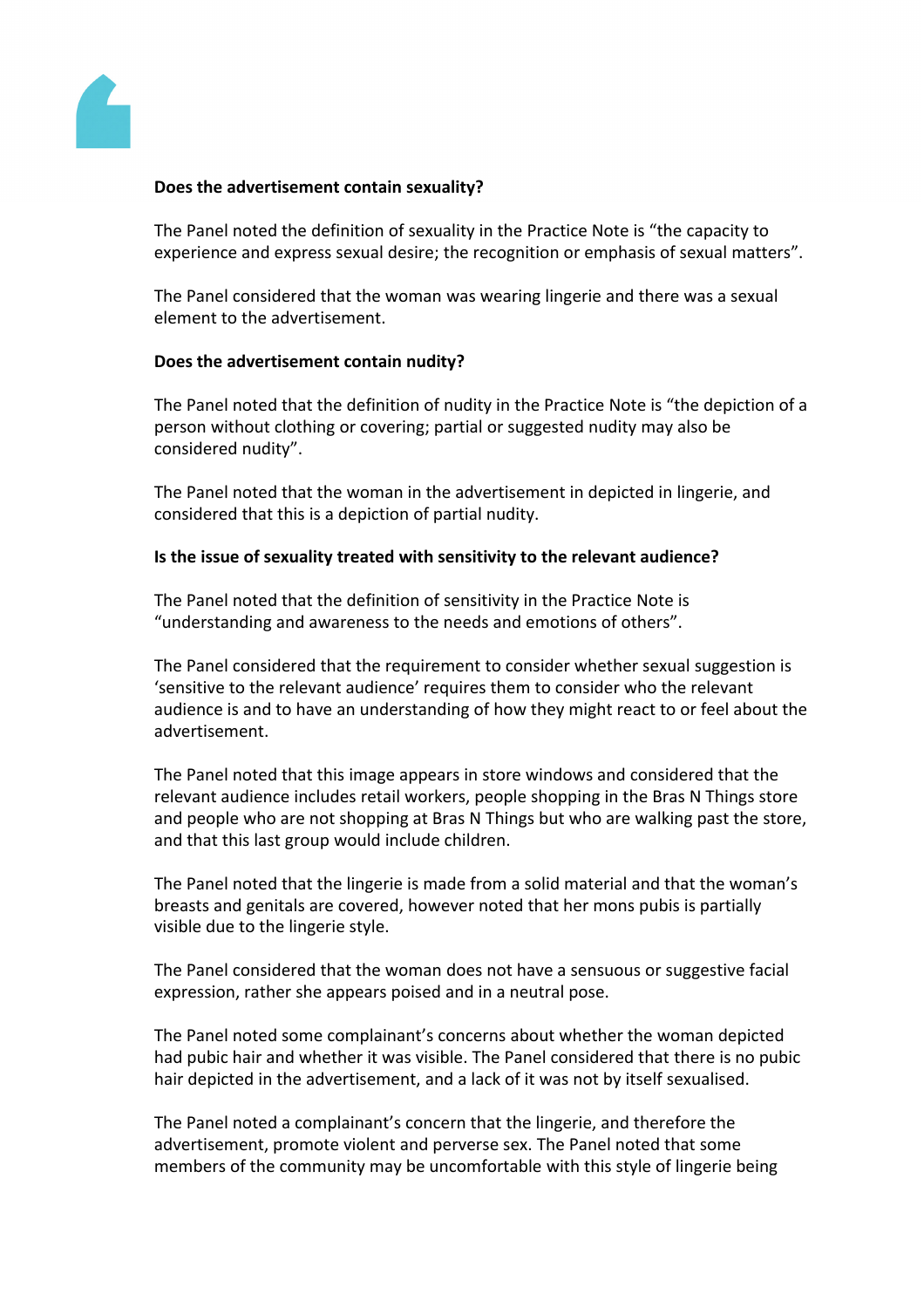**Does the advertisement contain sexuality?**

The Panel noted the definition of sexuality in the Practice Note is "the capacity to experience and express sexual desire; the recognition or emphasis of sexual matters".

The Panel considered that the woman was wearing lingerie and there was a sexual element to the advertisement.

**Does the advertisement contain nudity?**

The Panel noted that the definition of nudity in the Practice Note is "the depiction of a person without clothing or covering; partial or suggested nudity may also be considered nudity".

The Panel noted that the woman in the advertisement in depicted in lingerie, and considered that this is a depiction of partial nudity.

**Is the issue of sexuality treated with sensitivity to the relevant audience?**

The Panel noted that the definition of sensitivity in the Practice Note is "understanding and awareness to the needs and emotions of others".

The Panel considered that the requirement to consider whether sexual suggestion is 'sensitive to the relevant audience' requires them to consider who the relevant audience is and to have an understanding of how they might react to or feel about the advertisement.

The Panel noted that this image appears in store windows and considered that the relevant audience includes retail workers, people shopping in the Bras N Things store and people who are not shopping at Bras N Things but who are walking past the store, and that this last group would include children.

The Panel noted that the lingerie is made from a solid material and that the woman's breasts and genitals are covered, however noted that her mons pubis is partially visible due to the lingerie style.

The Panel considered that the woman does not have a sensuous or suggestive facial expression, rather she appears poised and in a neutral pose.

The Panel noted some complainant's concerns about whether the woman depicted had pubic hair and whether it was visible. The Panel considered that there is no pubic hair depicted in the advertisement, and a lack of it was not by itself sexualised.

The Panel noted a complainant's concern that the lingerie, and therefore the advertisement, promote violent and perverse sex. The Panel noted that some members of the community may be uncomfortable with this style of lingerie being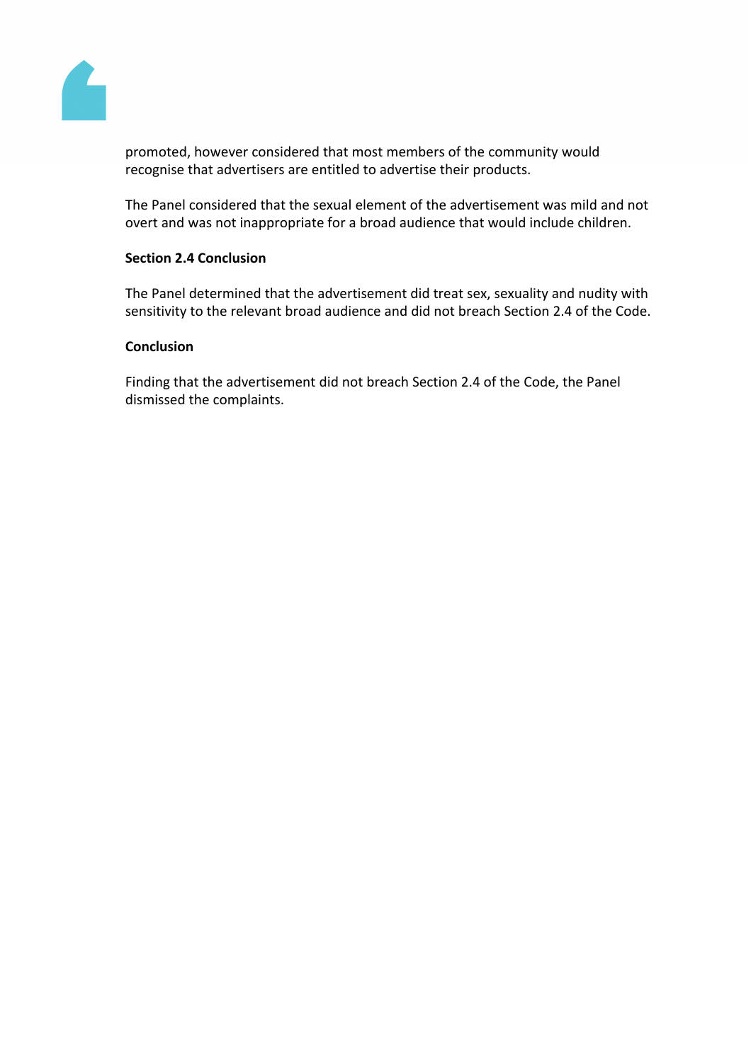promoted, however considered that most members of the community would recognise that advertisers are entitled to advertise their products.

The Panel considered that the sexual element of the advertisement was mild and not overt and was not inappropriate for a broad audience that would include children.

**Section 2.4 Conclusion**

The Panel determined that the advertisement did treat sex, sexuality and nudity with sensitivity to the relevant broad audience and did not breach Section 2.4 of the Code.

**Conclusion**

Finding that the advertisement did not breach Section 2.4 of the Code, the Panel dismissed the complaints.